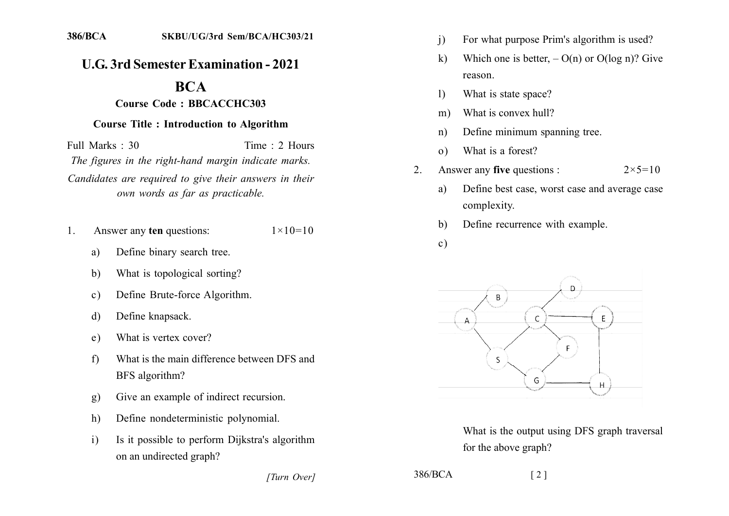# U.G. 3rd Semester Examination - 2021

## BCA

### Course Code : BBCACCHC303

### Course Title : Introduction to Algorithm

Full Marks : 30 Time : 2 Hours

*The figures in the right-hand margin indicate marks.*

*Candidates are required to give their answers in their own words as far as practicable.*

1. Answer any **ten** questions: $1 \times 10 = 10$

   a) Define binary search tree.

   b) What is topological sorting?

   c) Define Brute-force Algorithm.

   d) Define knapsack.

   e) What is vertex cover?

   f) What is the main difference between DFS and BFS algorithm?

   g) Give an example of indirect recursion.

   h) Define nondeterministic polynomial.

   i) Is it possible to perform Dijkstra's algorithm on an undirected graph?

   j) For what purpose Prim's algorithm is used?

   k) Which one is better, – O(n) or O(log n)? Give reason.

   l) What is state space?

   m) What is convex hull?

   n) Define minimum spanning tree.

   o) What is a forest?

2. Answer any **five** questions : $2 \times 5 = 10$

   a) Define best case, worst case and average case complexity.

   b) Define recurrence with example.

   c) What is the output using DFS graph traversal for the above graph?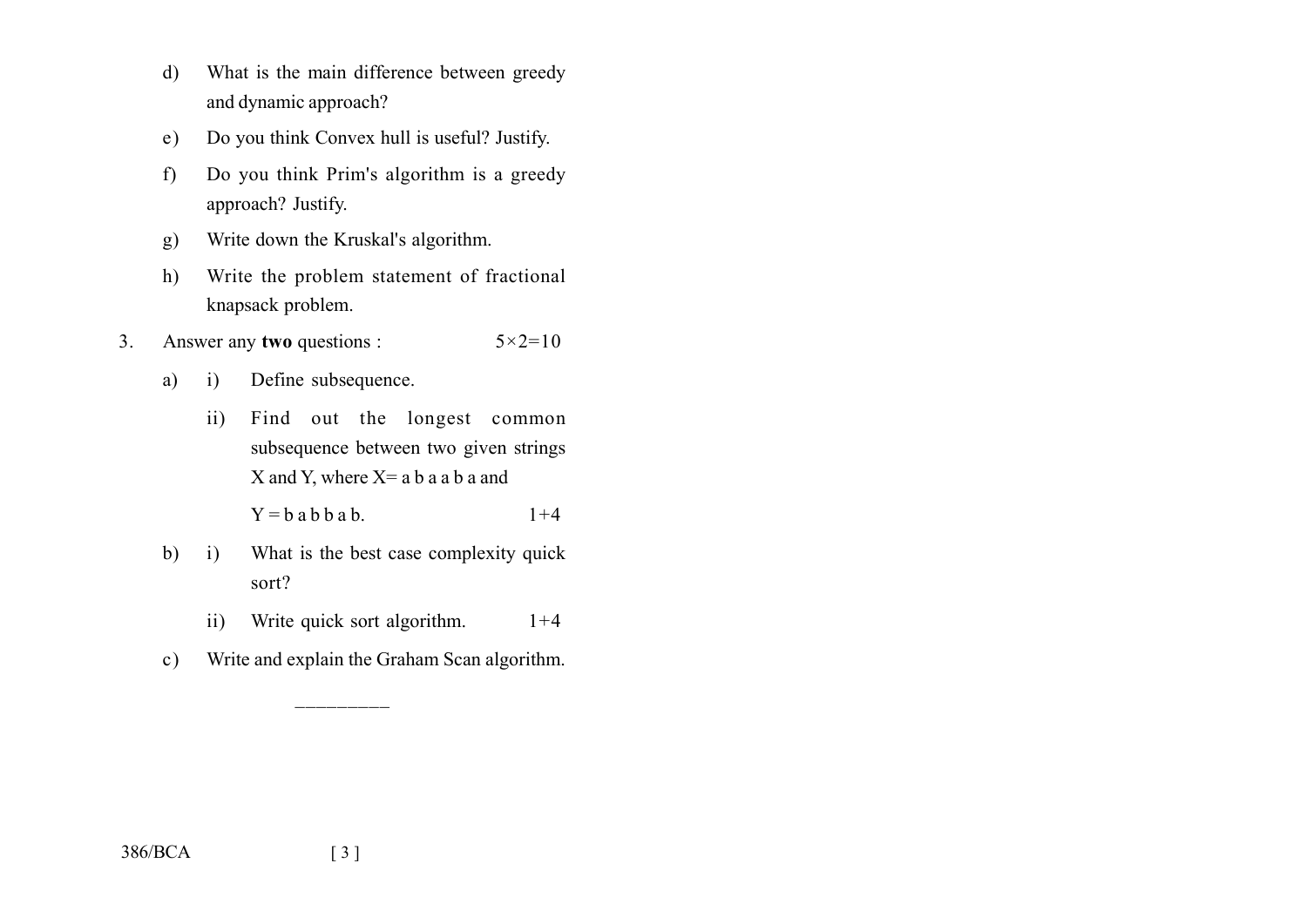d) What is the main difference between greedy and dynamic approach?

e) Do you think Convex hull is useful? Justify.

f) Do you think Prim's algorithm is a greedy approach? Justify.

g) Write down the Kruskal's algorithm.

h) Write the problem statement of fractional knapsack problem.

3. Answer any **two** questions : 5×2=10

a) i) Define subsequence.

ii) Find out the longest common subsequence between two given strings X and Y, where X= a b a a b a and

Y = b a b b a b. 1+4

b) i) What is the best case complexity quick sort?

ii) Write quick sort algorithm. 1+4

c) Write and explain the Graham Scan algorithm.

386/BCA